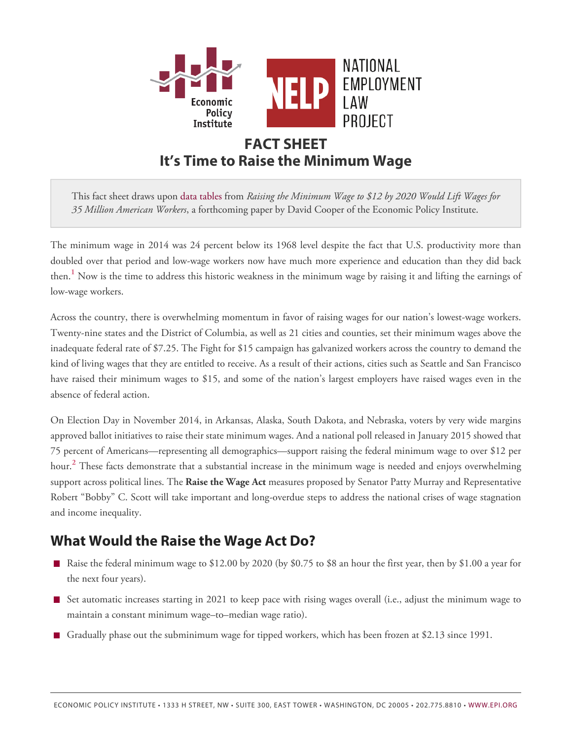# FACT SHEET
# It's Time to Raise the Minimum Wage

This fact sheet draws upon data tables from *Raising the Minimum Wage to $12 by 2020 Would Lift Wages for 35 Million American Workers*, a forthcoming paper by David Cooper of the Economic Policy Institute.

The minimum wage in 2014 was 24 percent below its 1968 level despite the fact that U.S. productivity more than doubled over that period and low-wage workers now have much more experience and education than they did back then.[1] Now is the time to address this historic weakness in the minimum wage by raising it and lifting the earnings of low-wage workers.

Across the country, there is overwhelming momentum in favor of raising wages for our nation's lowest-wage workers. Twenty-nine states and the District of Columbia, as well as 21 cities and counties, set their minimum wages above the inadequate federal rate of $7.25. The Fight for $15 campaign has galvanized workers across the country to demand the kind of living wages that they are entitled to receive. As a result of their actions, cities such as Seattle and San Francisco have raised their minimum wages to $15, and some of the nation's largest employers have raised wages even in the absence of federal action.

On Election Day in November 2014, in Arkansas, Alaska, South Dakota, and Nebraska, voters by very wide margins approved ballot initiatives to raise their state minimum wages. And a national poll released in January 2015 showed that 75 percent of Americans—representing all demographics—support raising the federal minimum wage to over $12 per hour.[2] These facts demonstrate that a substantial increase in the minimum wage is needed and enjoys overwhelming support across political lines. The **Raise the Wage Act** measures proposed by Senator Patty Murray and Representative Robert "Bobby" C. Scott will take important and long-overdue steps to address the national crises of wage stagnation and income inequality.

## What Would the Raise the Wage Act Do?

- Raise the federal minimum wage to $12.00 by 2020 (by $0.75 to $8 an hour the first year, then by $1.00 a year for the next four years).
- Set automatic increases starting in 2021 to keep pace with rising wages overall (i.e., adjust the minimum wage to maintain a constant minimum wage–to–median wage ratio).
- Gradually phase out the subminimum wage for tipped workers, which has been frozen at $2.13 since 1991.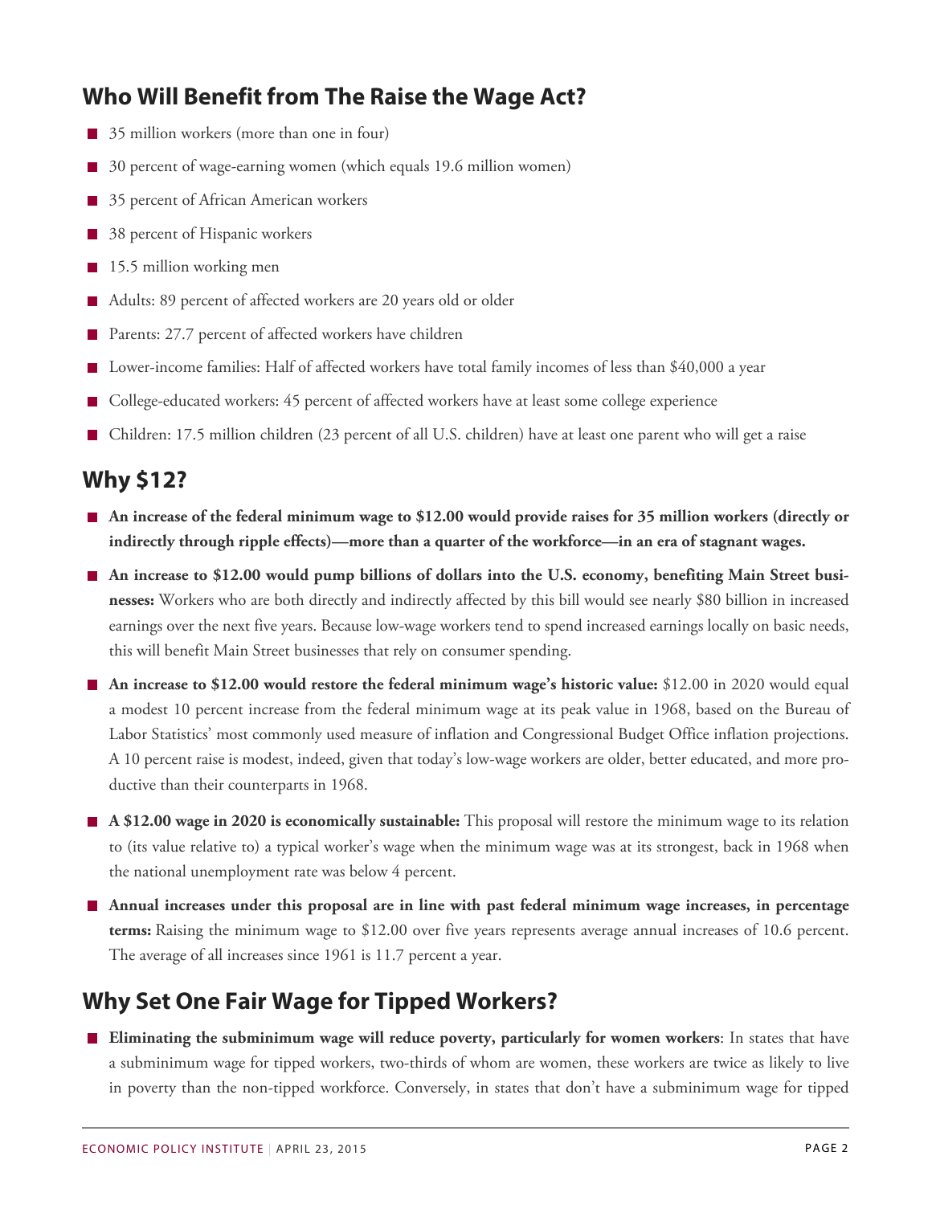## Who Will Benefit from The Raise the Wage Act?

- 35 million workers (more than one in four)
- 30 percent of wage-earning women (which equals 19.6 million women)
- 35 percent of African American workers
- 38 percent of Hispanic workers
- 15.5 million working men
- Adults: 89 percent of affected workers are 20 years old or older
- Parents: 27.7 percent of affected workers have children
- Lower-income families: Half of affected workers have total family incomes of less than $40,000 a year
- College-educated workers: 45 percent of affected workers have at least some college experience
- Children: 17.5 million children (23 percent of all U.S. children) have at least one parent who will get a raise

## Why $12?

- **An increase of the federal minimum wage to $12.00 would provide raises for 35 million workers (directly or indirectly through ripple effects)—more than a quarter of the workforce—in an era of stagnant wages.**
- **An increase to $12.00 would pump billions of dollars into the U.S. economy, benefiting Main Street businesses:** Workers who are both directly and indirectly affected by this bill would see nearly $80 billion in increased earnings over the next five years. Because low-wage workers tend to spend increased earnings locally on basic needs, this will benefit Main Street businesses that rely on consumer spending.
- **An increase to $12.00 would restore the federal minimum wage's historic value:** $12.00 in 2020 would equal a modest 10 percent increase from the federal minimum wage at its peak value in 1968, based on the Bureau of Labor Statistics' most commonly used measure of inflation and Congressional Budget Office inflation projections. A 10 percent raise is modest, indeed, given that today's low-wage workers are older, better educated, and more productive than their counterparts in 1968.
- **A $12.00 wage in 2020 is economically sustainable:** This proposal will restore the minimum wage to its relation to (its value relative to) a typical worker's wage when the minimum wage was at its strongest, back in 1968 when the national unemployment rate was below 4 percent.
- **Annual increases under this proposal are in line with past federal minimum wage increases, in percentage terms:** Raising the minimum wage to $12.00 over five years represents average annual increases of 10.6 percent. The average of all increases since 1961 is 11.7 percent a year.

## Why Set One Fair Wage for Tipped Workers?

- **Eliminating the subminimum wage will reduce poverty, particularly for women workers**: In states that have a subminimum wage for tipped workers, two-thirds of whom are women, these workers are twice as likely to live in poverty than the non-tipped workforce. Conversely, in states that don't have a subminimum wage for tipped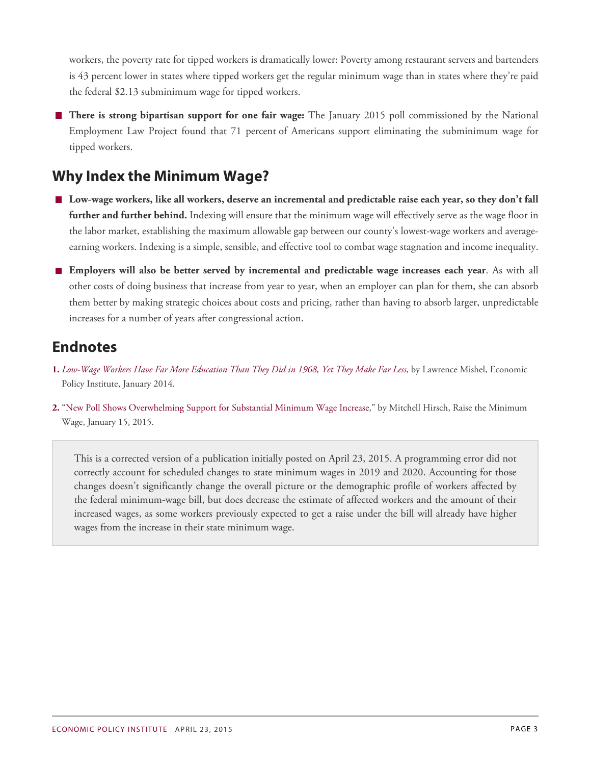workers, the poverty rate for tipped workers is dramatically lower: Poverty among restaurant servers and bartenders is 43 percent lower in states where tipped workers get the regular minimum wage than in states where they're paid the federal $2.13 subminimum wage for tipped workers.

- **There is strong bipartisan support for one fair wage:** The January 2015 poll commissioned by the National Employment Law Project found that 71 percent of Americans support eliminating the subminimum wage for tipped workers.

## Why Index the Minimum Wage?

- **Low-wage workers, like all workers, deserve an incremental and predictable raise each year, so they don't fall further and further behind.** Indexing will ensure that the minimum wage will effectively serve as the wage floor in the labor market, establishing the maximum allowable gap between our county's lowest-wage workers and average-earning workers. Indexing is a simple, sensible, and effective tool to combat wage stagnation and income inequality.

- **Employers will also be better served by incremental and predictable wage increases each year**. As with all other costs of doing business that increase from year to year, when an employer can plan for them, she can absorb them better by making strategic choices about costs and pricing, rather than having to absorb larger, unpredictable increases for a number of years after congressional action.

## Endnotes

**1.** *Low-Wage Workers Have Far More Education Than They Did in 1968, Yet They Make Far Less*, by Lawrence Mishel, Economic Policy Institute, January 2014.

**2.** "New Poll Shows Overwhelming Support for Substantial Minimum Wage Increase," by Mitchell Hirsch, Raise the Minimum Wage, January 15, 2015.

> This is a corrected version of a publication initially posted on April 23, 2015. A programming error did not correctly account for scheduled changes to state minimum wages in 2019 and 2020. Accounting for those changes doesn't significantly change the overall picture or the demographic profile of workers affected by the federal minimum-wage bill, but does decrease the estimate of affected workers and the amount of their increased wages, as some workers previously expected to get a raise under the bill will already have higher wages from the increase in their state minimum wage.